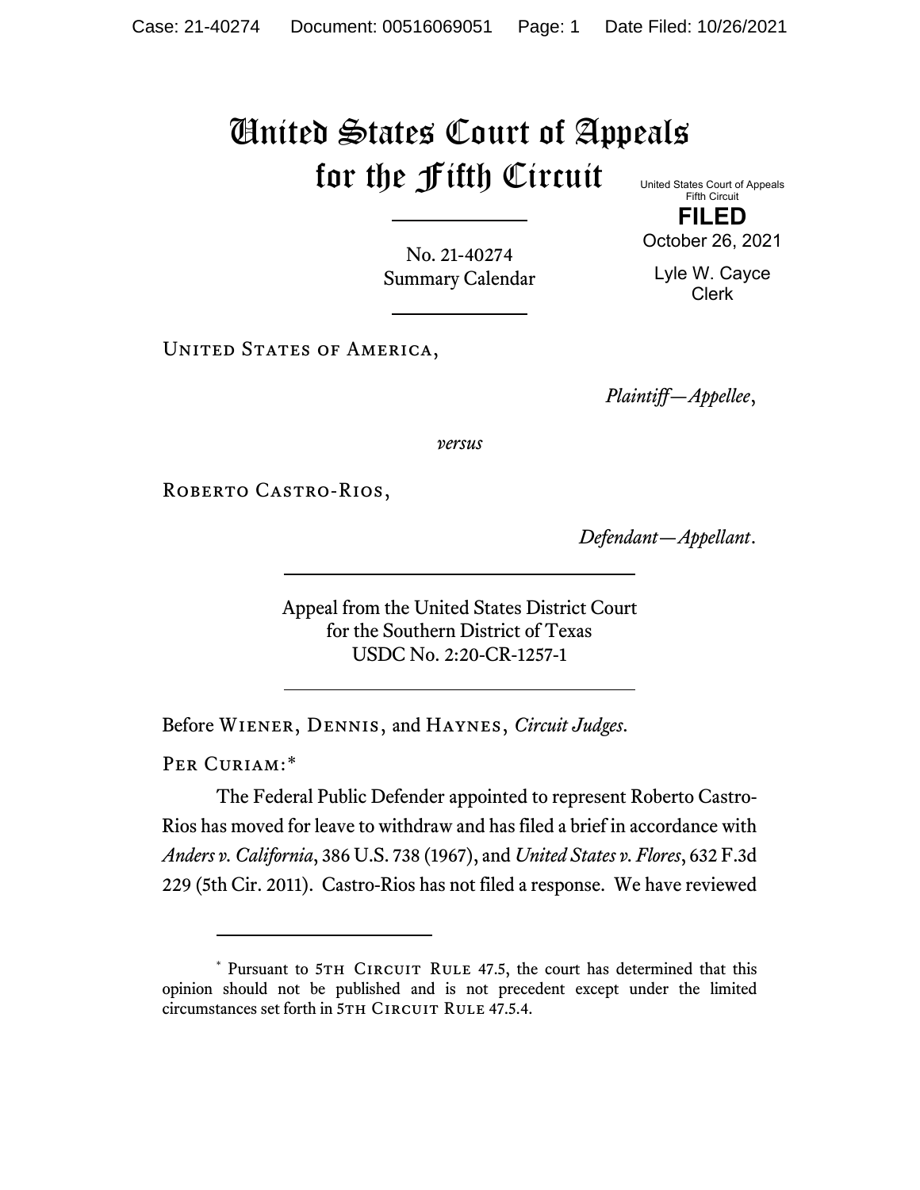# United States Court of Appeals for the Fifth Circuit

United States Court of Appeals
Fifth Circuit

**FILED**

October 26, 2021

Lyle W. Cayce
Clerk

No. 21-40274
Summary Calendar

United States of America,

*Plaintiff—Appellee*,

*versus*

Roberto Castro-Rios,

*Defendant—Appellant*.

Appeal from the United States District Court
for the Southern District of Texas
USDC No. 2:20-CR-1257-1

Before Wiener, Dennis, and Haynes, *Circuit Judges*.

Per Curiam:*

The Federal Public Defender appointed to represent Roberto Castro-Rios has moved for leave to withdraw and has filed a brief in accordance with *Anders v. California*, 386 U.S. 738 (1967), and *United States v. Flores*, 632 F.3d 229 (5th Cir. 2011). Castro-Rios has not filed a response. We have reviewed

---

\* Pursuant to 5th Circuit Rule 47.5, the court has determined that this opinion should not be published and is not precedent except under the limited circumstances set forth in 5th Circuit Rule 47.5.4.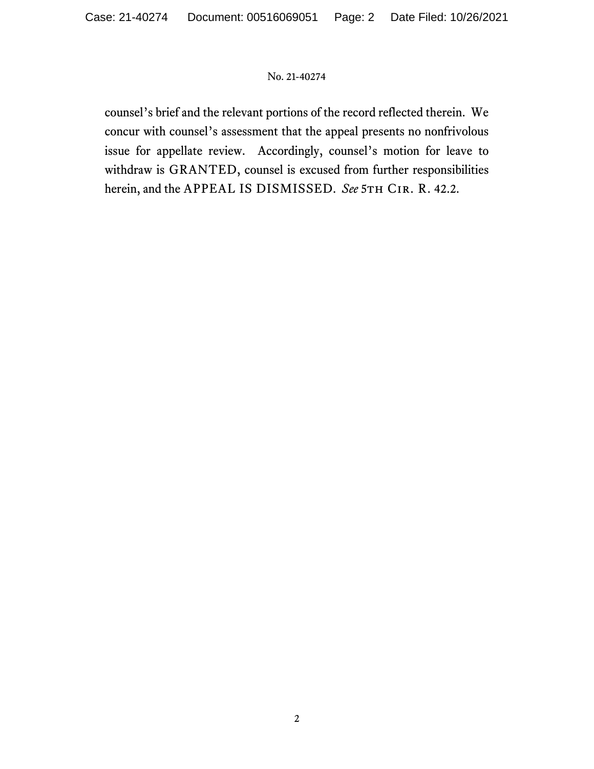counsel's brief and the relevant portions of the record reflected therein. We concur with counsel's assessment that the appeal presents no nonfrivolous issue for appellate review. Accordingly, counsel's motion for leave to withdraw is GRANTED, counsel is excused from further responsibilities herein, and the APPEAL IS DISMISSED. *See* 5TH CIR. R. 42.2.